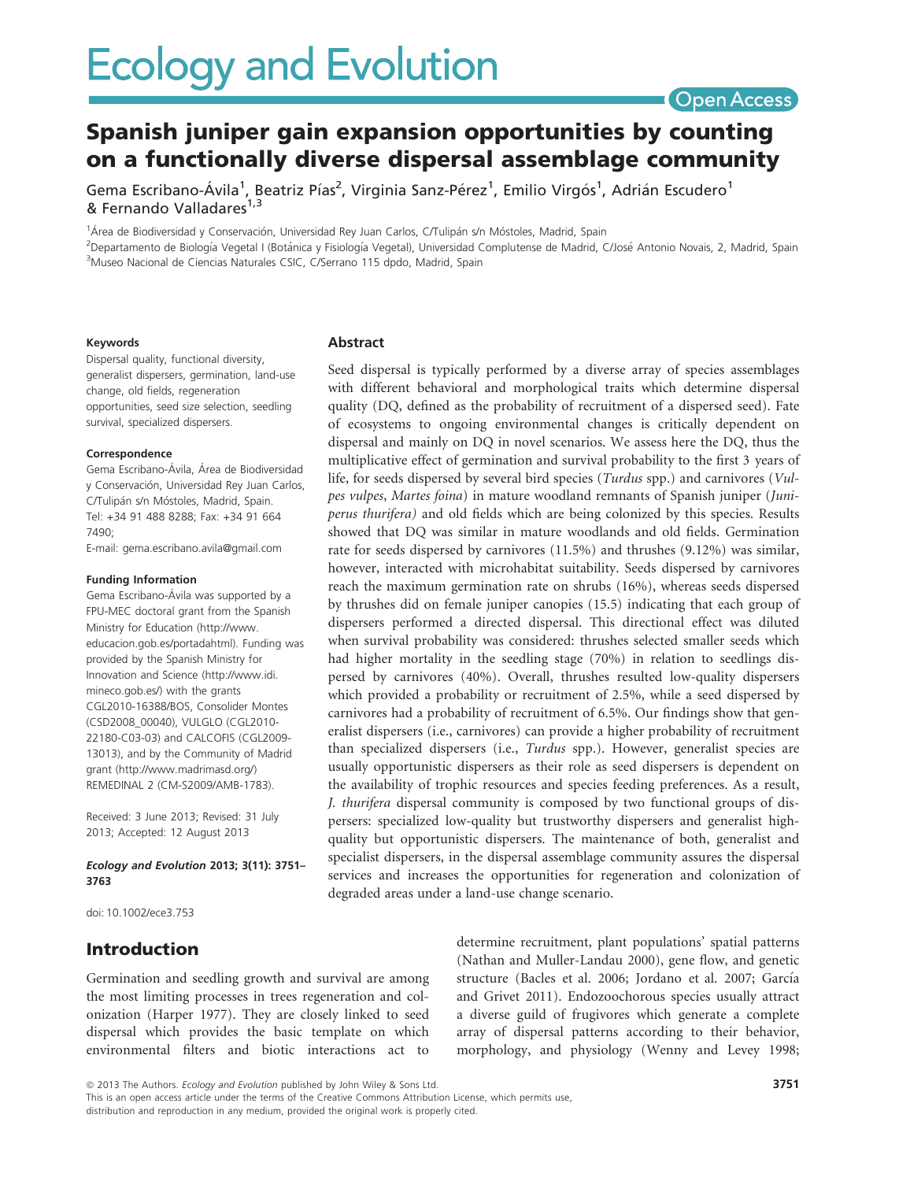# Spanish juniper gain expansion opportunities by counting on a functionally diverse dispersal assemblage community

Gema Escribano-Ávila[1], Beatriz Pías[2], Virginia Sanz-Pérez[1], Emilio Virgós[1], Adrián Escudero[1] & Fernando Valladares[1,3]

[1]Área de Biodiversidad y Conservación, Universidad Rey Juan Carlos, C/Tulipán s/n Móstoles, Madrid, Spain
[2]Departamento de Biología Vegetal I (Botánica y Fisiología Vegetal), Universidad Complutense de Madrid, C/José Antonio Novais, 2, Madrid, Spain
[3]Museo Nacional de Ciencias Naturales CSIC, C/Serrano 115 dpdo, Madrid, Spain

#### Keywords

Dispersal quality, functional diversity, generalist dispersers, germination, land-use change, old fields, regeneration opportunities, seed size selection, seedling survival, specialized dispersers.

#### Correspondence

Gema Escribano-Ávila, Área de Biodiversidad y Conservación, Universidad Rey Juan Carlos, C/Tulipán s/n Móstoles, Madrid, Spain.
Tel: +34 91 488 8288; Fax: +34 91 664 7490;
E-mail: gema.escribano.avila@gmail.com

#### Funding Information

Gema Escribano-Ávila was supported by a FPU-MEC doctoral grant from the Spanish Ministry for Education (http://www.educacion.gob.es/portadahtml). Funding was provided by the Spanish Ministry for Innovation and Science (http://www.idi.mineco.gob.es/) with the grants CGL2010-16388/BOS, Consolider Montes (CSD2008_00040), VULGLO (CGL2010-22180-C03-03) and CALCOFIS (CGL2009-13013), and by the Community of Madrid grant (http://www.madrimasd.org/) REMEDINAL 2 (CM-S2009/AMB-1783).

Received: 3 June 2013; Revised: 31 July 2013; Accepted: 12 August 2013

*Ecology and Evolution* 2013; 3(11): 3751–3763

doi: 10.1002/ece3.753

## Abstract

Seed dispersal is typically performed by a diverse array of species assemblages with different behavioral and morphological traits which determine dispersal quality (DQ, defined as the probability of recruitment of a dispersed seed). Fate of ecosystems to ongoing environmental changes is critically dependent on dispersal and mainly on DQ in novel scenarios. We assess here the DQ, thus the multiplicative effect of germination and survival probability to the first 3 years of life, for seeds dispersed by several bird species (*Turdus* spp.) and carnivores (*Vulpes vulpes*, *Martes foina*) in mature woodland remnants of Spanish juniper (*Juniperus thurifera)* and old fields which are being colonized by this species. Results showed that DQ was similar in mature woodlands and old fields. Germination rate for seeds dispersed by carnivores (11.5%) and thrushes (9.12%) was similar, however, interacted with microhabitat suitability. Seeds dispersed by carnivores reach the maximum germination rate on shrubs (16%), whereas seeds dispersed by thrushes did on female juniper canopies (15.5) indicating that each group of dispersers performed a directed dispersal. This directional effect was diluted when survival probability was considered: thrushes selected smaller seeds which had higher mortality in the seedling stage (70%) in relation to seedlings dispersed by carnivores (40%). Overall, thrushes resulted low-quality dispersers which provided a probability or recruitment of 2.5%, while a seed dispersed by carnivores had a probability of recruitment of 6.5%. Our findings show that generalist dispersers (i.e., carnivores) can provide a higher probability of recruitment than specialized dispersers (i.e., *Turdus* spp.). However, generalist species are usually opportunistic dispersers as their role as seed dispersers is dependent on the availability of trophic resources and species feeding preferences. As a result, *J. thurifera* dispersal community is composed by two functional groups of dispersers: specialized low-quality but trustworthy dispersers and generalist high-quality but opportunistic dispersers. The maintenance of both, generalist and specialist dispersers, in the dispersal assemblage community assures the dispersal services and increases the opportunities for regeneration and colonization of degraded areas under a land-use change scenario.

## Introduction

Germination and seedling growth and survival are among the most limiting processes in trees regeneration and colonization (Harper 1977). They are closely linked to seed dispersal which provides the basic template on which environmental filters and biotic interactions act to determine recruitment, plant populations' spatial patterns (Nathan and Muller-Landau 2000), gene flow, and genetic structure (Bacles et al. 2006; Jordano et al. 2007; García and Grivet 2011). Endozoochorous species usually attract a diverse guild of frugivores which generate a complete array of dispersal patterns according to their behavior, morphology, and physiology (Wenny and Levey 1998;

© 2013 The Authors. *Ecology and Evolution* published by John Wiley & Sons Ltd.
This is an open access article under the terms of the Creative Commons Attribution License, which permits use, distribution and reproduction in any medium, provided the original work is properly cited.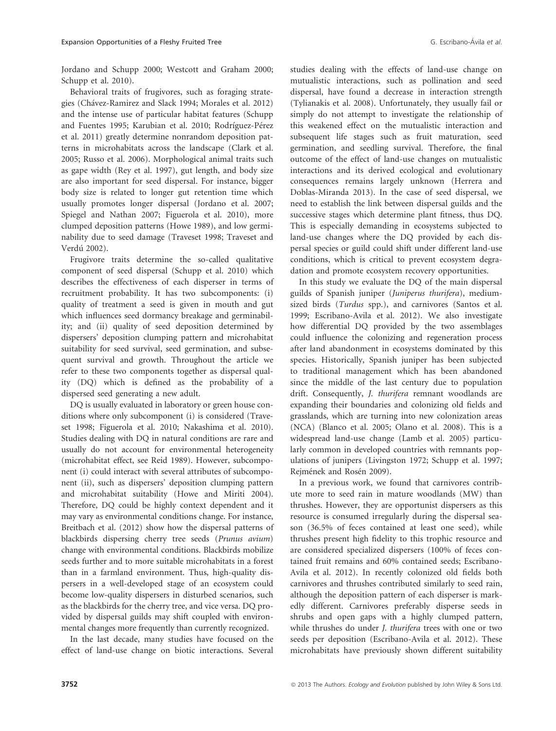Jordano and Schupp 2000; Westcott and Graham 2000; Schupp et al. 2010).

Behavioral traits of frugivores, such as foraging strategies (Chávez-Ramirez and Slack 1994; Morales et al. 2012) and the intense use of particular habitat features (Schupp and Fuentes 1995; Karubian et al. 2010; Rodríguez-Pérez et al. 2011) greatly determine nonrandom deposition patterns in microhabitats across the landscape (Clark et al. 2005; Russo et al. 2006). Morphological animal traits such as gape width (Rey et al. 1997), gut length, and body size are also important for seed dispersal. For instance, bigger body size is related to longer gut retention time which usually promotes longer dispersal (Jordano et al. 2007; Spiegel and Nathan 2007; Figuerola et al. 2010), more clumped deposition patterns (Howe 1989), and low germinability due to seed damage (Traveset 1998; Traveset and Verdú 2002).

Frugivore traits determine the so-called qualitative component of seed dispersal (Schupp et al. 2010) which describes the effectiveness of each disperser in terms of recruitment probability. It has two subcomponents: (i) quality of treatment a seed is given in mouth and gut which influences seed dormancy breakage and germinability; and (ii) quality of seed deposition determined by dispersers' deposition clumping pattern and microhabitat suitability for seed survival, seed germination, and subsequent survival and growth. Throughout the article we refer to these two components together as dispersal quality (DQ) which is defined as the probability of a dispersed seed generating a new adult.

DQ is usually evaluated in laboratory or green house conditions where only subcomponent (i) is considered (Traveset 1998; Figuerola et al. 2010; Nakashima et al. 2010). Studies dealing with DQ in natural conditions are rare and usually do not account for environmental heterogeneity (microhabitat effect, see Reid 1989). However, subcomponent (i) could interact with several attributes of subcomponent (ii), such as dispersers' deposition clumping pattern and microhabitat suitability (Howe and Miriti 2004). Therefore, DQ could be highly context dependent and it may vary as environmental conditions change. For instance, Breitbach et al. (2012) show how the dispersal patterns of blackbirds dispersing cherry tree seeds (*Prunus avium*) change with environmental conditions. Blackbirds mobilize seeds further and to more suitable microhabitats in a forest than in a farmland environment. Thus, high-quality dispersers in a well-developed stage of an ecosystem could become low-quality dispersers in disturbed scenarios, such as the blackbirds for the cherry tree, and vice versa. DQ provided by dispersal guilds may shift coupled with environmental changes more frequently than currently recognized.

In the last decade, many studies have focused on the effect of land-use change on biotic interactions. Several studies dealing with the effects of land-use change on mutualistic interactions, such as pollination and seed dispersal, have found a decrease in interaction strength (Tylianakis et al. 2008). Unfortunately, they usually fail or simply do not attempt to investigate the relationship of this weakened effect on the mutualistic interaction and subsequent life stages such as fruit maturation, seed germination, and seedling survival. Therefore, the final outcome of the effect of land-use changes on mutualistic interactions and its derived ecological and evolutionary consequences remains largely unknown (Herrera and Doblas-Miranda 2013). In the case of seed dispersal, we need to establish the link between dispersal guilds and the successive stages which determine plant fitness, thus DQ. This is especially demanding in ecosystems subjected to land-use changes where the DQ provided by each dispersal species or guild could shift under different land-use conditions, which is critical to prevent ecosystem degradation and promote ecosystem recovery opportunities.

In this study we evaluate the DQ of the main dispersal guilds of Spanish juniper (*Juniperus thurifera*), medium-sized birds (*Turdus* spp.), and carnivores (Santos et al. 1999; Escribano-Avila et al. 2012). We also investigate how differential DQ provided by the two assemblages could influence the colonizing and regeneration process after land abandonment in ecosystems dominated by this species. Historically, Spanish juniper has been subjected to traditional management which has been abandoned since the middle of the last century due to population drift. Consequently, *J. thurifera* remnant woodlands are expanding their boundaries and colonizing old fields and grasslands, which are turning into new colonization areas (NCA) (Blanco et al. 2005; Olano et al. 2008). This is a widespread land-use change (Lamb et al. 2005) particularly common in developed countries with remnants populations of junipers (Livingston 1972; Schupp et al. 1997; Rejmének and Rosén 2009).

In a previous work, we found that carnivores contribute more to seed rain in mature woodlands (MW) than thrushes. However, they are opportunist dispersers as this resource is consumed irregularly during the dispersal season (36.5% of feces contained at least one seed), while thrushes present high fidelity to this trophic resource and are considered specialized dispersers (100% of feces contained fruit remains and 60% contained seeds; Escribano-Avila et al. 2012). In recently colonized old fields both carnivores and thrushes contributed similarly to seed rain, although the deposition pattern of each disperser is markedly different. Carnivores preferably disperse seeds in shrubs and open gaps with a highly clumped pattern, while thrushes do under *J. thurifera* trees with one or two seeds per deposition (Escribano-Avila et al. 2012). These microhabitats have previously shown different suitability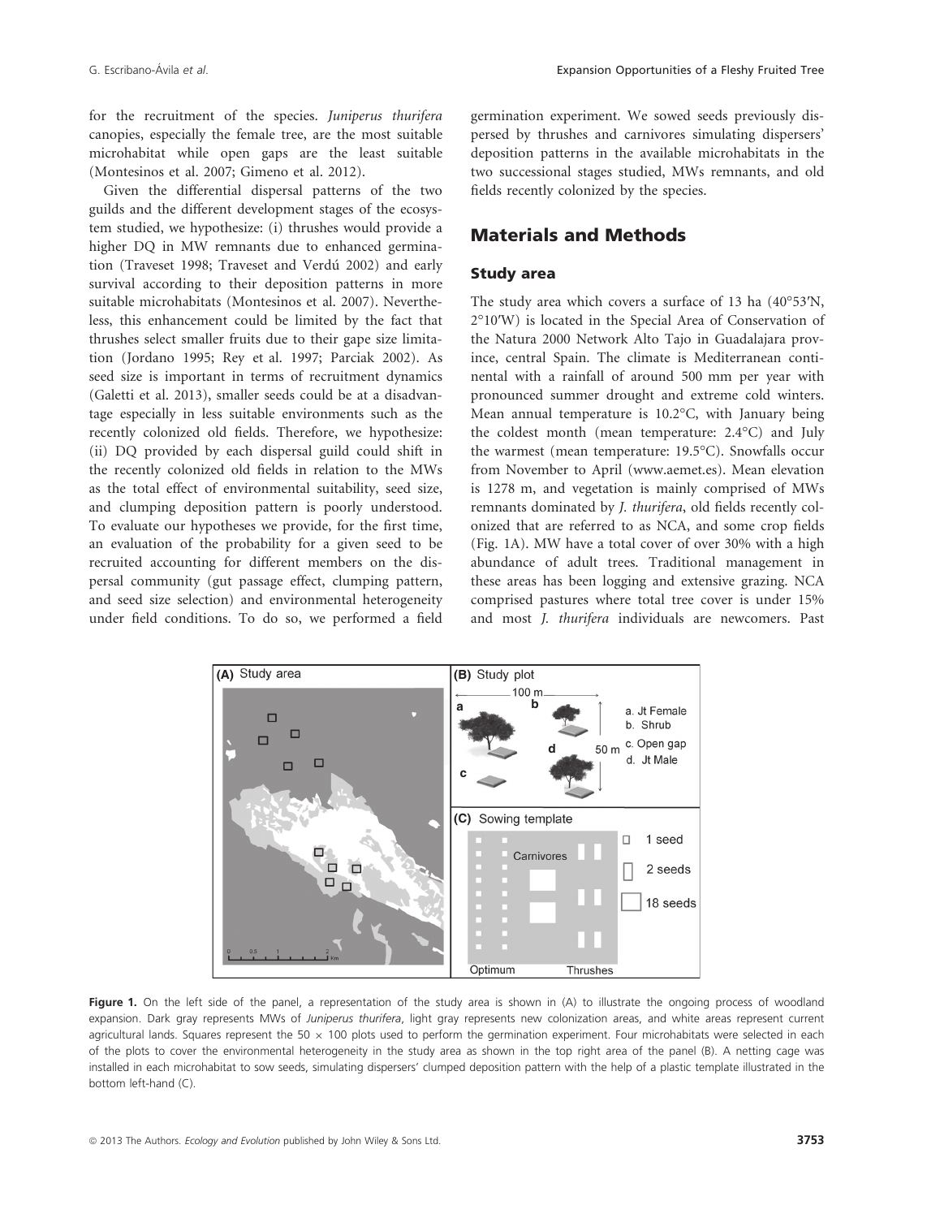for the recruitment of the species. *Juniperus thurifera* canopies, especially the female tree, are the most suitable microhabitat while open gaps are the least suitable (Montesinos et al. 2007; Gimeno et al. 2012).

Given the differential dispersal patterns of the two guilds and the different development stages of the ecosystem studied, we hypothesize: (i) thrushes would provide a higher DQ in MW remnants due to enhanced germination (Traveset 1998; Traveset and Verdú 2002) and early survival according to their deposition patterns in more suitable microhabitats (Montesinos et al. 2007). Nevertheless, this enhancement could be limited by the fact that thrushes select smaller fruits due to their gape size limitation (Jordano 1995; Rey et al. 1997; Parciak 2002). As seed size is important in terms of recruitment dynamics (Galetti et al. 2013), smaller seeds could be at a disadvantage especially in less suitable environments such as the recently colonized old fields. Therefore, we hypothesize: (ii) DQ provided by each dispersal guild could shift in the recently colonized old fields in relation to the MWs as the total effect of environmental suitability, seed size, and clumping deposition pattern is poorly understood. To evaluate our hypotheses we provide, for the first time, an evaluation of the probability for a given seed to be recruited accounting for different members on the dispersal community (gut passage effect, clumping pattern, and seed size selection) and environmental heterogeneity under field conditions. To do so, we performed a field germination experiment. We sowed seeds previously dispersed by thrushes and carnivores simulating dispersers' deposition patterns in the available microhabitats in the two successional stages studied, MWs remnants, and old fields recently colonized by the species.

## Materials and Methods

### Study area

The study area which covers a surface of 13 ha (40°53′N, 2°10′W) is located in the Special Area of Conservation of the Natura 2000 Network Alto Tajo in Guadalajara province, central Spain. The climate is Mediterranean continental with a rainfall of around 500 mm per year with pronounced summer drought and extreme cold winters. Mean annual temperature is 10.2°C, with January being the coldest month (mean temperature: 2.4°C) and July the warmest (mean temperature: 19.5°C). Snowfalls occur from November to April (www.aemet.es). Mean elevation is 1278 m, and vegetation is mainly comprised of MWs remnants dominated by *J. thurifera*, old fields recently colonized that are referred to as NCA, and some crop fields (Fig. 1A). MW have a total cover of over 30% with a high abundance of adult trees. Traditional management in these areas has been logging and extensive grazing. NCA comprised pastures where total tree cover is under 15% and most *J. thurifera* individuals are newcomers. Past

**Figure 1.** On the left side of the panel, a representation of the study area is shown in (A) to illustrate the ongoing process of woodland expansion. Dark gray represents MWs of *Juniperus thurifera*, light gray represents new colonization areas, and white areas represent current agricultural lands. Squares represent the 50 × 100 plots used to perform the germination experiment. Four microhabitats were selected in each of the plots to cover the environmental heterogeneity in the study area as shown in the top right area of the panel (B). A netting cage was installed in each microhabitat to sow seeds, simulating dispersers' clumped deposition pattern with the help of a plastic template illustrated in the bottom left-hand (C).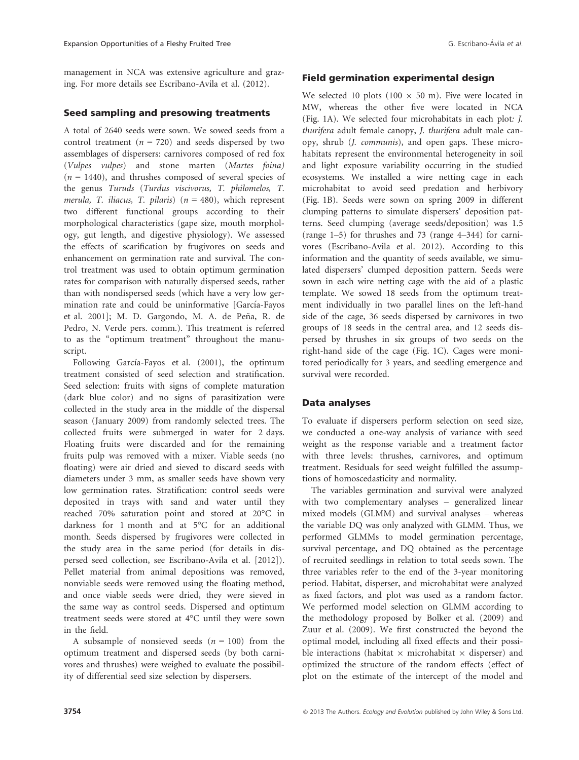management in NCA was extensive agriculture and grazing. For more details see Escribano-Avila et al. (2012).

### Seed sampling and presowing treatments

A total of 2640 seeds were sown. We sowed seeds from a control treatment ($n = 720$) and seeds dispersed by two assemblages of dispersers: carnivores composed of red fox (*Vulpes vulpes*) and stone marten (*Martes foina*) ($n = 1440$), and thrushes composed of several species of the genus *Turuds* (*Turdus viscivorus, T. philomelos, T. merula, T. iliacus, T. pilaris*) ($n = 480$), which represent two different functional groups according to their morphological characteristics (gape size, mouth morphology, gut length, and digestive physiology). We assessed the effects of scarification by frugivores on seeds and enhancement on germination rate and survival. The control treatment was used to obtain optimum germination rates for comparison with naturally dispersed seeds, rather than with nondispersed seeds (which have a very low germination rate and could be uninformative [García-Fayos et al. 2001]; M. D. Gargondo, M. A. de Peña, R. de Pedro, N. Verde pers. comm.). This treatment is referred to as the "optimum treatment" throughout the manuscript.

Following García-Fayos et al. (2001), the optimum treatment consisted of seed selection and stratification. Seed selection: fruits with signs of complete maturation (dark blue color) and no signs of parasitization were collected in the study area in the middle of the dispersal season (January 2009) from randomly selected trees. The collected fruits were submerged in water for 2 days. Floating fruits were discarded and for the remaining fruits pulp was removed with a mixer. Viable seeds (no floating) were air dried and sieved to discard seeds with diameters under 3 mm, as smaller seeds have shown very low germination rates. Stratification: control seeds were deposited in trays with sand and water until they reached 70% saturation point and stored at 20°C in darkness for 1 month and at 5°C for an additional month. Seeds dispersed by frugivores were collected in the study area in the same period (for details in dispersed seed collection, see Escribano-Avila et al. [2012]). Pellet material from animal depositions was removed, nonviable seeds were removed using the floating method, and once viable seeds were dried, they were sieved in the same way as control seeds. Dispersed and optimum treatment seeds were stored at 4°C until they were sown in the field.

A subsample of nonsieved seeds ($n = 100$) from the optimum treatment and dispersed seeds (by both carnivores and thrushes) were weighed to evaluate the possibility of differential seed size selection by dispersers.

### Field germination experimental design

We selected 10 plots (100 × 50 m). Five were located in MW, whereas the other five were located in NCA (Fig. 1A). We selected four microhabitats in each plot: *J. thurifera* adult female canopy, *J. thurifera* adult male canopy, shrub (*J. communis*), and open gaps. These microhabitats represent the environmental heterogeneity in soil and light exposure variability occurring in the studied ecosystems. We installed a wire netting cage in each microhabitat to avoid seed predation and herbivory (Fig. 1B). Seeds were sown on spring 2009 in different clumping patterns to simulate dispersers' deposition patterns. Seed clumping (average seeds/deposition) was 1.5 (range 1–5) for thrushes and 73 (range 4–344) for carnivores (Escribano-Avila et al. 2012). According to this information and the quantity of seeds available, we simulated dispersers' clumped deposition pattern. Seeds were sown in each wire netting cage with the aid of a plastic template. We sowed 18 seeds from the optimum treatment individually in two parallel lines on the left-hand side of the cage, 36 seeds dispersed by carnivores in two groups of 18 seeds in the central area, and 12 seeds dispersed by thrushes in six groups of two seeds on the right-hand side of the cage (Fig. 1C). Cages were monitored periodically for 3 years, and seedling emergence and survival were recorded.

### Data analyses

To evaluate if dispersers perform selection on seed size, we conducted a one-way analysis of variance with seed weight as the response variable and a treatment factor with three levels: thrushes, carnivores, and optimum treatment. Residuals for seed weight fulfilled the assumptions of homoscedasticity and normality.

The variables germination and survival were analyzed with two complementary analyses – generalized linear mixed models (GLMM) and survival analyses – whereas the variable DQ was only analyzed with GLMM. Thus, we performed GLMMs to model germination percentage, survival percentage, and DQ obtained as the percentage of recruited seedlings in relation to total seeds sown. The three variables refer to the end of the 3-year monitoring period. Habitat, disperser, and microhabitat were analyzed as fixed factors, and plot was used as a random factor. We performed model selection on GLMM according to the methodology proposed by Bolker et al. (2009) and Zuur et al. (2009). We first constructed the beyond the optimal model, including all fixed effects and their possible interactions (habitat × microhabitat × disperser) and optimized the structure of the random effects (effect of plot on the estimate of the intercept of the model and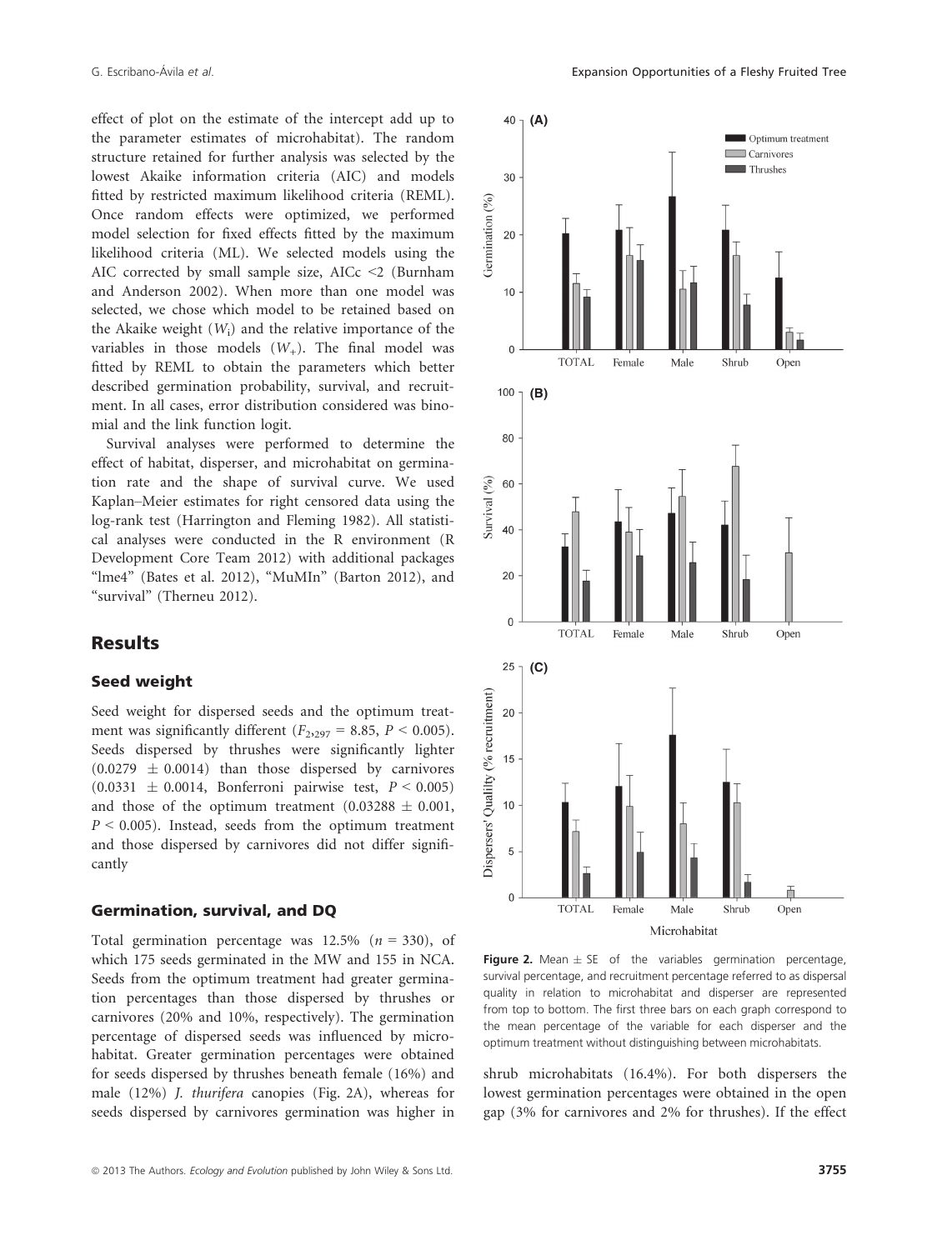effect of plot on the estimate of the intercept add up to the parameter estimates of microhabitat). The random structure retained for further analysis was selected by the lowest Akaike information criteria (AIC) and models fitted by restricted maximum likelihood criteria (REML). Once random effects were optimized, we performed model selection for fixed effects fitted by the maximum likelihood criteria (ML). We selected models using the AIC corrected by small sample size, AICc <2 (Burnham and Anderson 2002). When more than one model was selected, we chose which model to be retained based on the Akaike weight ($W_i$) and the relative importance of the variables in those models ($W_+$). The final model was fitted by REML to obtain the parameters which better described germination probability, survival, and recruitment. In all cases, error distribution considered was binomial and the link function logit.

Survival analyses were performed to determine the effect of habitat, disperser, and microhabitat on germination rate and the shape of survival curve. We used Kaplan–Meier estimates for right censored data using the log-rank test (Harrington and Fleming 1982). All statistical analyses were conducted in the R environment (R Development Core Team 2012) with additional packages "lme4" (Bates et al. 2012), "MuMIn" (Barton 2012), and "survival" (Therneu 2012).

## Results

### Seed weight

Seed weight for dispersed seeds and the optimum treatment was significantly different ($F_{2,297} = 8.85$, $P < 0.005$). Seeds dispersed by thrushes were significantly lighter ($0.0279 \pm 0.0014$) than those dispersed by carnivores ($0.0331 \pm 0.0014$, Bonferroni pairwise test, $P < 0.005$) and those of the optimum treatment ($0.03288 \pm 0.001$, $P < 0.005$). Instead, seeds from the optimum treatment and those dispersed by carnivores did not differ significantly

### Germination, survival, and DQ

Total germination percentage was 12.5% ($n = 330$), of which 175 seeds germinated in the MW and 155 in NCA. Seeds from the optimum treatment had greater germination percentages than those dispersed by thrushes or carnivores (20% and 10%, respectively). The germination percentage of dispersed seeds was influenced by microhabitat. Greater germination percentages were obtained for seeds dispersed by thrushes beneath female (16%) and male (12%) *J. thurifera* canopies (Fig. 2A), whereas for seeds dispersed by carnivores germination was higher in shrub microhabitats (16.4%). For both dispersers the lowest germination percentages were obtained in the open gap (3% for carnivores and 2% for thrushes). If the effect

**Figure 2.** Mean ± SE of the variables germination percentage, survival percentage, and recruitment percentage referred to as dispersal quality in relation to microhabitat and disperser are represented from top to bottom. The first three bars on each graph correspond to the mean percentage of the variable for each disperser and the optimum treatment without distinguishing between microhabitats.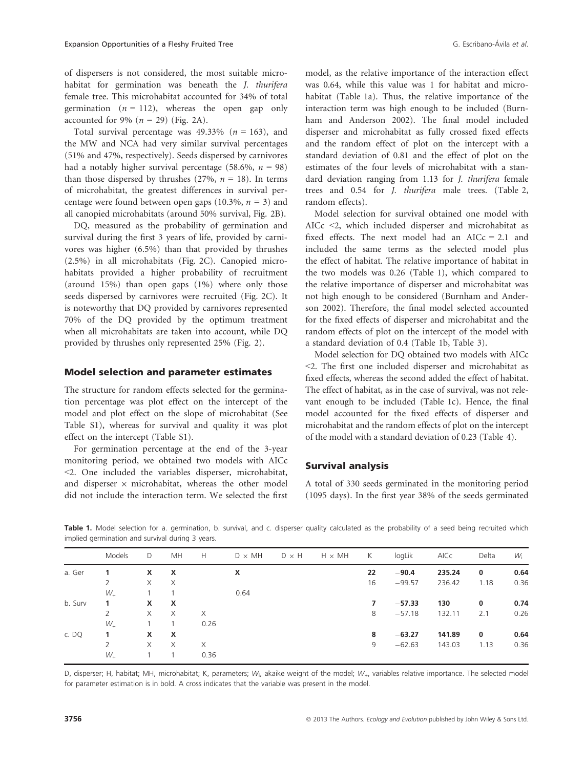of dispersers is not considered, the most suitable microhabitat for germination was beneath the *J. thurifera* female tree. This microhabitat accounted for 34% of total germination ($n = 112$), whereas the open gap only accounted for 9% ($n = 29$) (Fig. 2A).

Total survival percentage was 49.33% ($n = 163$), and the MW and NCA had very similar survival percentages (51% and 47%, respectively). Seeds dispersed by carnivores had a notably higher survival percentage (58.6%, $n = 98$) than those dispersed by thrushes (27%, $n = 18$). In terms of microhabitat, the greatest differences in survival percentage were found between open gaps (10.3%, $n = 3$) and all canopied microhabitats (around 50% survival, Fig. 2B).

DQ, measured as the probability of germination and survival during the first 3 years of life, provided by carnivores was higher (6.5%) than that provided by thrushes (2.5%) in all microhabitats (Fig. 2C). Canopied microhabitats provided a higher probability of recruitment (around 15%) than open gaps (1%) where only those seeds dispersed by carnivores were recruited (Fig. 2C). It is noteworthy that DQ provided by carnivores represented 70% of the DQ provided by the optimum treatment when all microhabitats are taken into account, while DQ provided by thrushes only represented 25% (Fig. 2).

## Model selection and parameter estimates

The structure for random effects selected for the germination percentage was plot effect on the intercept of the model and plot effect on the slope of microhabitat (See Table S1), whereas for survival and quality it was plot effect on the intercept (Table S1).

For germination percentage at the end of the 3-year monitoring period, we obtained two models with AICc <2. One included the variables disperser, microhabitat, and disperser × microhabitat, whereas the other model did not include the interaction term. We selected the first model, as the relative importance of the interaction effect was 0.64, while this value was 1 for habitat and microhabitat (Table 1a). Thus, the relative importance of the interaction term was high enough to be included (Burnham and Anderson 2002). The final model included disperser and microhabitat as fully crossed fixed effects and the random effect of plot on the intercept with a standard deviation of 0.81 and the effect of plot on the estimates of the four levels of microhabitat with a standard deviation ranging from 1.13 for *J. thurifera* female trees and 0.54 for *J. thurifera* male trees. (Table 2, random effects).

Model selection for survival obtained one model with AICc <2, which included disperser and microhabitat as fixed effects. The next model had an AICc = 2.1 and included the same terms as the selected model plus the effect of habitat. The relative importance of habitat in the two models was 0.26 (Table 1), which compared to the relative importance of disperser and microhabitat was not high enough to be considered (Burnham and Anderson 2002). Therefore, the final model selected accounted for the fixed effects of disperser and microhabitat and the random effects of plot on the intercept of the model with a standard deviation of 0.4 (Table 1b, Table 3).

Model selection for DQ obtained two models with AICc <2. The first one included disperser and microhabitat as fixed effects, whereas the second added the effect of habitat. The effect of habitat, as in the case of survival, was not relevant enough to be included (Table 1c). Hence, the final model accounted for the fixed effects of disperser and microhabitat and the random effects of plot on the intercept of the model with a standard deviation of 0.23 (Table 4).

## Survival analysis

A total of 330 seeds germinated in the monitoring period (1095 days). In the first year 38% of the seeds germinated

**Table 1.** Model selection for a. germination, b. survival, and c. disperser quality calculated as the probability of a seed being recruited which implied germination and survival during 3 years.

| | Models | D | MH | H | D × MH | D × H | H × MH | K | logLik | AICc | Delta | $W_i$ |
|---|---|---|---|---|---|---|---|---|---|---|---|---|
| a. Ger | **1** | **X** | **X** | | **X** | | | **22** | **−90.4** | **235.24** | **0** | **0.64** |
| | 2 | X | X | | | | | 16 | −99.57 | 236.42 | 1.18 | 0.36 |
| | $W_+$ | 1 | 1 | | 0.64 | | | | | | | |
| b. Surv | **1** | **X** | **X** | | | | | **7** | **−57.33** | **130** | **0** | **0.74** |
| | 2 | X | X | X | | | | 8 | −57.18 | 132.11 | 2.1 | 0.26 |
| | $W_+$ | 1 | 1 | 0.26 | | | | | | | | |
| c. DQ | **1** | **X** | **X** | | | | | **8** | **−63.27** | **141.89** | **0** | **0.64** |
| | 2 | X | X | X | | | | 9 | −62.63 | 143.03 | 1.13 | 0.36 |
| | $W_+$ | 1 | 1 | 0.36 | | | | | | | | |

D, disperser; H, habitat; MH, microhabitat; K, parameters; $W_i$, akaike weight of the model; $W_+$, variables relative importance. The selected model for parameter estimation is in bold. A cross indicates that the variable was present in the model.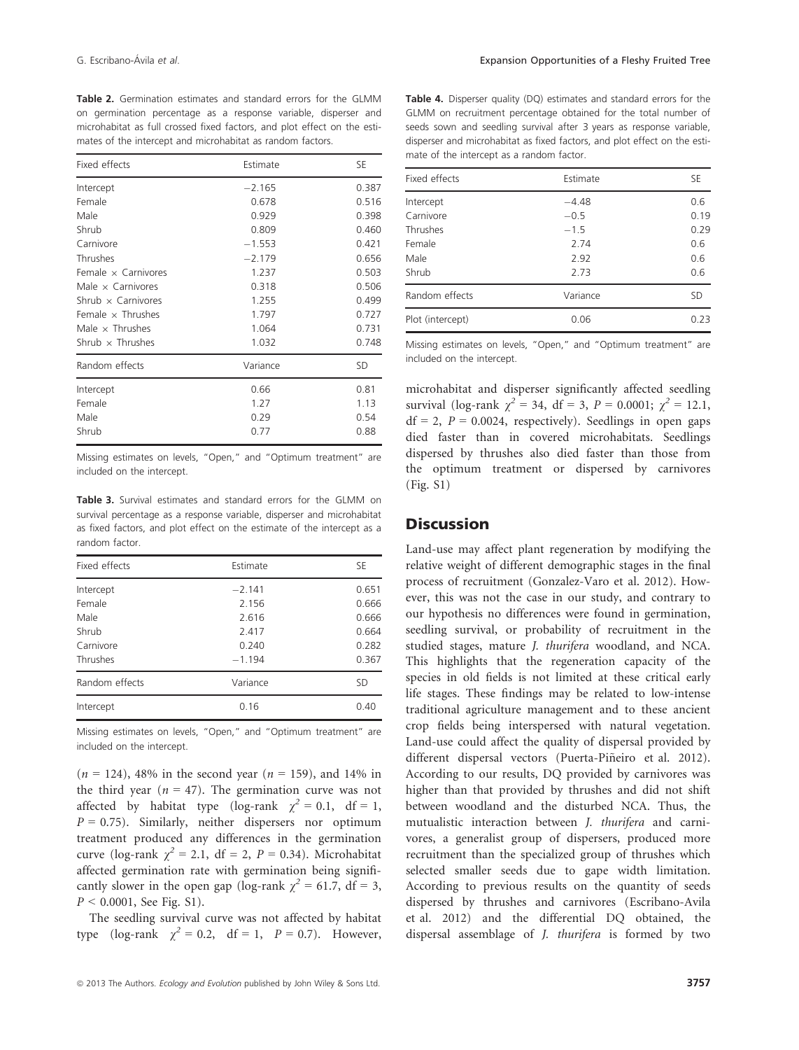**Table 2.** Germination estimates and standard errors for the GLMM on germination percentage as a response variable, disperser and microhabitat as full crossed fixed factors, and plot effect on the estimates of the intercept and microhabitat as random factors.

| Fixed effects | Estimate | SE |
|---|---|---|
| Intercept | −2.165 | 0.387 |
| Female | 0.678 | 0.516 |
| Male | 0.929 | 0.398 |
| Shrub | 0.809 | 0.460 |
| Carnivore | −1.553 | 0.421 |
| Thrushes | −2.179 | 0.656 |
| Female × Carnivores | 1.237 | 0.503 |
| Male × Carnivores | 0.318 | 0.506 |
| Shrub × Carnivores | 1.255 | 0.499 |
| Female × Thrushes | 1.797 | 0.727 |
| Male × Thrushes | 1.064 | 0.731 |
| Shrub × Thrushes | 1.032 | 0.748 |
| **Random effects** | **Variance** | **SD** |
| Intercept | 0.66 | 0.81 |
| Female | 1.27 | 1.13 |
| Male | 0.29 | 0.54 |
| Shrub | 0.77 | 0.88 |

Missing estimates on levels, "Open," and "Optimum treatment" are included on the intercept.

**Table 3.** Survival estimates and standard errors for the GLMM on survival percentage as a response variable, disperser and microhabitat as fixed factors, and plot effect on the estimate of the intercept as a random factor.

| Fixed effects | Estimate | SE |
|---|---|---|
| Intercept | −2.141 | 0.651 |
| Female | 2.156 | 0.666 |
| Male | 2.616 | 0.666 |
| Shrub | 2.417 | 0.664 |
| Carnivore | 0.240 | 0.282 |
| Thrushes | −1.194 | 0.367 |
| **Random effects** | **Variance** | **SD** |
| Intercept | 0.16 | 0.40 |

Missing estimates on levels, "Open," and "Optimum treatment" are included on the intercept.

($n$ = 124), 48% in the second year ($n$ = 159), and 14% in the third year ($n$ = 47). The germination curve was not affected by habitat type (log-rank $\chi^2 = 0.1$, df = 1, $P = 0.75$). Similarly, neither dispersers nor optimum treatment produced any differences in the germination curve (log-rank $\chi^2 = 2.1$, df = 2, $P = 0.34$). Microhabitat affected germination rate with germination being significantly slower in the open gap (log-rank $\chi^2 = 61.7$, df = 3, $P < 0.0001$, See Fig. S1).

The seedling survival curve was not affected by habitat type (log-rank $\chi^2 = 0.2$, df = 1, $P = 0.7$). However, microhabitat and disperser significantly affected seedling survival (log-rank $\chi^2 = 34$, df = 3, $P = 0.0001$; $\chi^2 = 12.1$, df = 2, $P = 0.0024$, respectively). Seedlings in open gaps died faster than in covered microhabitats. Seedlings dispersed by thrushes also died faster than those from the optimum treatment or dispersed by carnivores (Fig. S1)

**Table 4.** Disperser quality (DQ) estimates and standard errors for the GLMM on recruitment percentage obtained for the total number of seeds sown and seedling survival after 3 years as response variable, disperser and microhabitat as fixed factors, and plot effect on the estimate of the intercept as a random factor.

| Fixed effects | Estimate | SE |
|---|---|---|
| Intercept | −4.48 | 0.6 |
| Carnivore | −0.5 | 0.19 |
| Thrushes | −1.5 | 0.29 |
| Female | 2.74 | 0.6 |
| Male | 2.92 | 0.6 |
| Shrub | 2.73 | 0.6 |
| **Random effects** | **Variance** | **SD** |
| Plot (intercept) | 0.06 | 0.23 |

Missing estimates on levels, "Open," and "Optimum treatment" are included on the intercept.

## Discussion

Land-use may affect plant regeneration by modifying the relative weight of different demographic stages in the final process of recruitment (Gonzalez-Varo et al. 2012). However, this was not the case in our study, and contrary to our hypothesis no differences were found in germination, seedling survival, or probability of recruitment in the studied stages, mature *J. thurifera* woodland, and NCA. This highlights that the regeneration capacity of the species in old fields is not limited at these critical early life stages. These findings may be related to low-intense traditional agriculture management and to these ancient crop fields being interspersed with natural vegetation. Land-use could affect the quality of dispersal provided by different dispersal vectors (Puerta-Piñeiro et al. 2012). According to our results, DQ provided by carnivores was higher than that provided by thrushes and did not shift between woodland and the disturbed NCA. Thus, the mutualistic interaction between *J. thurifera* and carnivores, a generalist group of dispersers, produced more recruitment than the specialized group of thrushes which selected smaller seeds due to gape width limitation. According to previous results on the quantity of seeds dispersed by thrushes and carnivores (Escribano-Avila et al. 2012) and the differential DQ obtained, the dispersal assemblage of *J. thurifera* is formed by two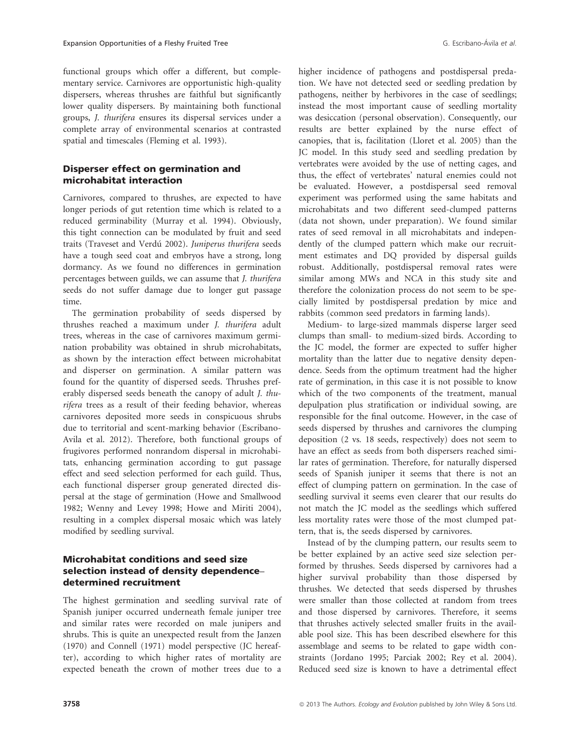functional groups which offer a different, but complementary service. Carnivores are opportunistic high-quality dispersers, whereas thrushes are faithful but significantly lower quality dispersers. By maintaining both functional groups, *J. thurifera* ensures its dispersal services under a complete array of environmental scenarios at contrasted spatial and timescales (Fleming et al. 1993).

### Disperser effect on germination and microhabitat interaction

Carnivores, compared to thrushes, are expected to have longer periods of gut retention time which is related to a reduced germinability (Murray et al. 1994). Obviously, this tight connection can be modulated by fruit and seed traits (Traveset and Verdú 2002). *Juniperus thurifera* seeds have a tough seed coat and embryos have a strong, long dormancy. As we found no differences in germination percentages between guilds, we can assume that *J. thurifera* seeds do not suffer damage due to longer gut passage time.

The germination probability of seeds dispersed by thrushes reached a maximum under *J. thurifera* adult trees, whereas in the case of carnivores maximum germination probability was obtained in shrub microhabitats, as shown by the interaction effect between microhabitat and disperser on germination. A similar pattern was found for the quantity of dispersed seeds. Thrushes preferably dispersed seeds beneath the canopy of adult *J. thurifera* trees as a result of their feeding behavior, whereas carnivores deposited more seeds in conspicuous shrubs due to territorial and scent-marking behavior (Escribano-Avila et al. 2012). Therefore, both functional groups of frugivores performed nonrandom dispersal in microhabitats, enhancing germination according to gut passage effect and seed selection performed for each guild. Thus, each functional disperser group generated directed dispersal at the stage of germination (Howe and Smallwood 1982; Wenny and Levey 1998; Howe and Miriti 2004), resulting in a complex dispersal mosaic which was lately modified by seedling survival.

### Microhabitat conditions and seed size selection instead of density dependence–determined recruitment

The highest germination and seedling survival rate of Spanish juniper occurred underneath female juniper tree and similar rates were recorded on male junipers and shrubs. This is quite an unexpected result from the Janzen (1970) and Connell (1971) model perspective (JC hereafter), according to which higher rates of mortality are expected beneath the crown of mother trees due to a higher incidence of pathogens and postdispersal predation. We have not detected seed or seedling predation by pathogens, neither by herbivores in the case of seedlings; instead the most important cause of seedling mortality was desiccation (personal observation). Consequently, our results are better explained by the nurse effect of canopies, that is, facilitation (Lloret et al. 2005) than the JC model. In this study seed and seedling predation by vertebrates were avoided by the use of netting cages, and thus, the effect of vertebrates' natural enemies could not be evaluated. However, a postdispersal seed removal experiment was performed using the same habitats and microhabitats and two different seed-clumped patterns (data not shown, under preparation). We found similar rates of seed removal in all microhabitats and independently of the clumped pattern which make our recruitment estimates and DQ provided by dispersal guilds robust. Additionally, postdispersal removal rates were similar among MWs and NCA in this study site and therefore the colonization process do not seem to be specially limited by postdispersal predation by mice and rabbits (common seed predators in farming lands).

Medium- to large-sized mammals disperse larger seed clumps than small- to medium-sized birds. According to the JC model, the former are expected to suffer higher mortality than the latter due to negative density dependence. Seeds from the optimum treatment had the higher rate of germination, in this case it is not possible to know which of the two components of the treatment, manual depulpation plus stratification or individual sowing, are responsible for the final outcome. However, in the case of seeds dispersed by thrushes and carnivores the clumping deposition (2 vs. 18 seeds, respectively) does not seem to have an effect as seeds from both dispersers reached similar rates of germination. Therefore, for naturally dispersed seeds of Spanish juniper it seems that there is not an effect of clumping pattern on germination. In the case of seedling survival it seems even clearer that our results do not match the JC model as the seedlings which suffered less mortality rates were those of the most clumped pattern, that is, the seeds dispersed by carnivores.

Instead of by the clumping pattern, our results seem to be better explained by an active seed size selection performed by thrushes. Seeds dispersed by carnivores had a higher survival probability than those dispersed by thrushes. We detected that seeds dispersed by thrushes were smaller than those collected at random from trees and those dispersed by carnivores. Therefore, it seems that thrushes actively selected smaller fruits in the available pool size. This has been described elsewhere for this assemblage and seems to be related to gape width constraints (Jordano 1995; Parciak 2002; Rey et al. 2004). Reduced seed size is known to have a detrimental effect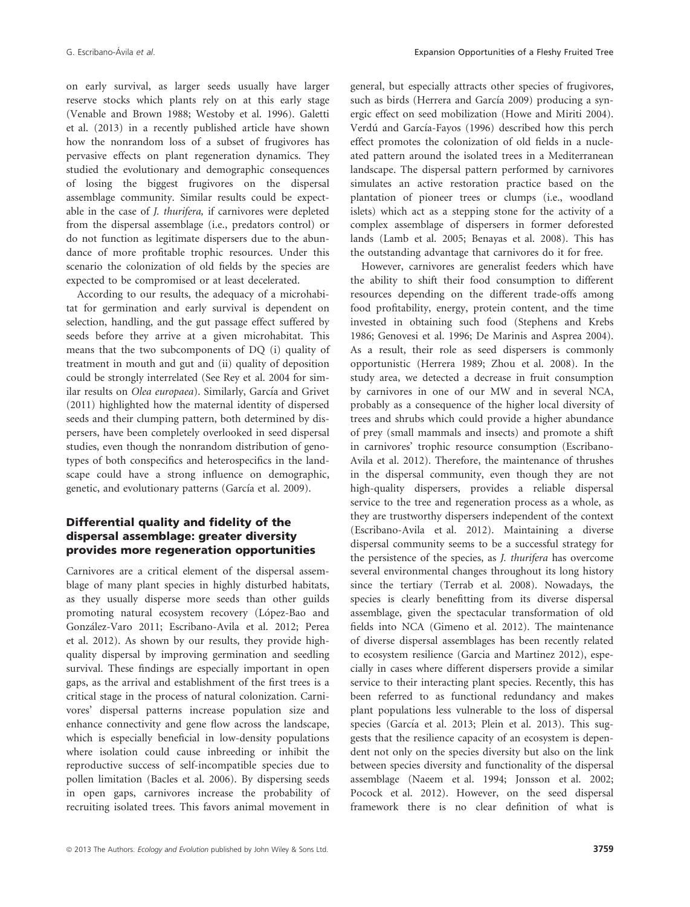on early survival, as larger seeds usually have larger reserve stocks which plants rely on at this early stage (Venable and Brown 1988; Westoby et al. 1996). Galetti et al. (2013) in a recently published article have shown how the nonrandom loss of a subset of frugivores has pervasive effects on plant regeneration dynamics. They studied the evolutionary and demographic consequences of losing the biggest frugivores on the dispersal assemblage community. Similar results could be expectable in the case of *J. thurifera,* if carnivores were depleted from the dispersal assemblage (i.e., predators control) or do not function as legitimate dispersers due to the abundance of more profitable trophic resources. Under this scenario the colonization of old fields by the species are expected to be compromised or at least decelerated.

According to our results, the adequacy of a microhabitat for germination and early survival is dependent on selection, handling, and the gut passage effect suffered by seeds before they arrive at a given microhabitat. This means that the two subcomponents of DQ (i) quality of treatment in mouth and gut and (ii) quality of deposition could be strongly interrelated (See Rey et al. 2004 for similar results on *Olea europaea*). Similarly, García and Grivet (2011) highlighted how the maternal identity of dispersed seeds and their clumping pattern, both determined by dispersers, have been completely overlooked in seed dispersal studies, even though the nonrandom distribution of genotypes of both conspecifics and heterospecifics in the landscape could have a strong influence on demographic, genetic, and evolutionary patterns (García et al. 2009).

### Differential quality and fidelity of the dispersal assemblage: greater diversity provides more regeneration opportunities

Carnivores are a critical element of the dispersal assemblage of many plant species in highly disturbed habitats, as they usually disperse more seeds than other guilds promoting natural ecosystem recovery (López-Bao and González-Varo 2011; Escribano-Avila et al. 2012; Perea et al. 2012). As shown by our results, they provide high-quality dispersal by improving germination and seedling survival. These findings are especially important in open gaps, as the arrival and establishment of the first trees is a critical stage in the process of natural colonization. Carnivores' dispersal patterns increase population size and enhance connectivity and gene flow across the landscape, which is especially beneficial in low-density populations where isolation could cause inbreeding or inhibit the reproductive success of self-incompatible species due to pollen limitation (Bacles et al. 2006). By dispersing seeds in open gaps, carnivores increase the probability of recruiting isolated trees. This favors animal movement in general, but especially attracts other species of frugivores, such as birds (Herrera and García 2009) producing a synergic effect on seed mobilization (Howe and Miriti 2004). Verdú and García-Fayos (1996) described how this perch effect promotes the colonization of old fields in a nucleated pattern around the isolated trees in a Mediterranean landscape. The dispersal pattern performed by carnivores simulates an active restoration practice based on the plantation of pioneer trees or clumps (i.e., woodland islets) which act as a stepping stone for the activity of a complex assemblage of dispersers in former deforested lands (Lamb et al. 2005; Benayas et al. 2008). This has the outstanding advantage that carnivores do it for free.

However, carnivores are generalist feeders which have the ability to shift their food consumption to different resources depending on the different trade-offs among food profitability, energy, protein content, and the time invested in obtaining such food (Stephens and Krebs 1986; Genovesi et al. 1996; De Marinis and Asprea 2004). As a result, their role as seed dispersers is commonly opportunistic (Herrera 1989; Zhou et al. 2008). In the study area, we detected a decrease in fruit consumption by carnivores in one of our MW and in several NCA, probably as a consequence of the higher local diversity of trees and shrubs which could provide a higher abundance of prey (small mammals and insects) and promote a shift in carnivores' trophic resource consumption (Escribano-Avila et al. 2012). Therefore, the maintenance of thrushes in the dispersal community, even though they are not high-quality dispersers, provides a reliable dispersal service to the tree and regeneration process as a whole, as they are trustworthy dispersers independent of the context (Escribano-Avila et al. 2012). Maintaining a diverse dispersal community seems to be a successful strategy for the persistence of the species, as *J. thurifera* has overcome several environmental changes throughout its long history since the tertiary (Terrab et al. 2008). Nowadays, the species is clearly benefitting from its diverse dispersal assemblage, given the spectacular transformation of old fields into NCA (Gimeno et al. 2012). The maintenance of diverse dispersal assemblages has been recently related to ecosystem resilience (Garcia and Martinez 2012), especially in cases where different dispersers provide a similar service to their interacting plant species. Recently, this has been referred to as functional redundancy and makes plant populations less vulnerable to the loss of dispersal species (García et al. 2013; Plein et al. 2013). This suggests that the resilience capacity of an ecosystem is dependent not only on the species diversity but also on the link between species diversity and functionality of the dispersal assemblage (Naeem et al. 1994; Jonsson et al. 2002; Pocock et al. 2012). However, on the seed dispersal framework there is no clear definition of what is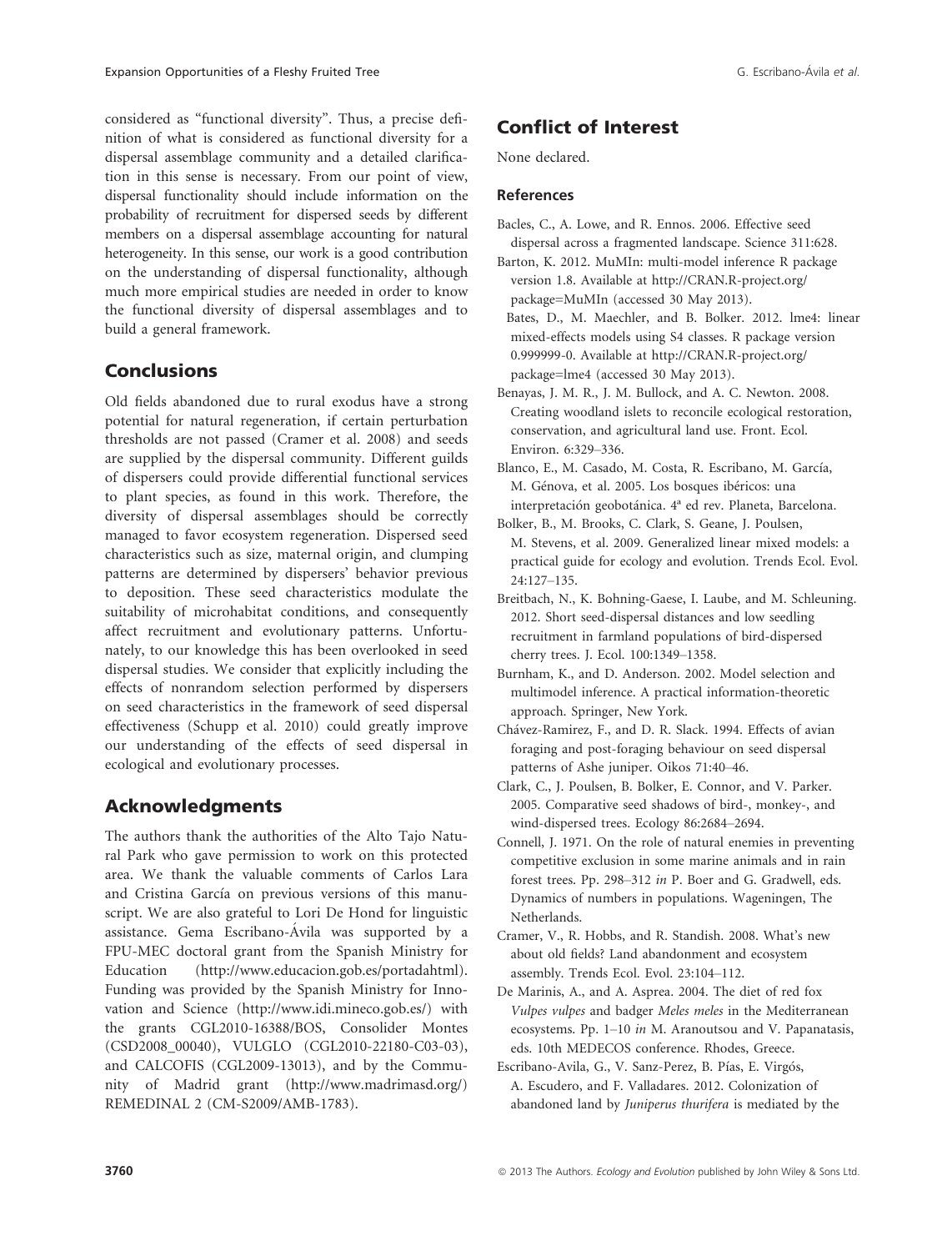considered as "functional diversity". Thus, a precise definition of what is considered as functional diversity for a dispersal assemblage community and a detailed clarification in this sense is necessary. From our point of view, dispersal functionality should include information on the probability of recruitment for dispersed seeds by different members on a dispersal assemblage accounting for natural heterogeneity. In this sense, our work is a good contribution on the understanding of dispersal functionality, although much more empirical studies are needed in order to know the functional diversity of dispersal assemblages and to build a general framework.

## Conclusions

Old fields abandoned due to rural exodus have a strong potential for natural regeneration, if certain perturbation thresholds are not passed (Cramer et al. 2008) and seeds are supplied by the dispersal community. Different guilds of dispersers could provide differential functional services to plant species, as found in this work. Therefore, the diversity of dispersal assemblages should be correctly managed to favor ecosystem regeneration. Dispersed seed characteristics such as size, maternal origin, and clumping patterns are determined by dispersers' behavior previous to deposition. These seed characteristics modulate the suitability of microhabitat conditions, and consequently affect recruitment and evolutionary patterns. Unfortunately, to our knowledge this has been overlooked in seed dispersal studies. We consider that explicitly including the effects of nonrandom selection performed by dispersers on seed characteristics in the framework of seed dispersal effectiveness (Schupp et al. 2010) could greatly improve our understanding of the effects of seed dispersal in ecological and evolutionary processes.

## Acknowledgments

The authors thank the authorities of the Alto Tajo Natural Park who gave permission to work on this protected area. We thank the valuable comments of Carlos Lara and Cristina García on previous versions of this manuscript. We are also grateful to Lori De Hond for linguistic assistance. Gema Escribano-Ávila was supported by a FPU-MEC doctoral grant from the Spanish Ministry for Education (http://www.educacion.gob.es/portadahtml). Funding was provided by the Spanish Ministry for Innovation and Science (http://www.idi.mineco.gob.es/) with the grants CGL2010-16388/BOS, Consolider Montes (CSD2008_00040), VULGLO (CGL2010-22180-C03-03), and CALCOFIS (CGL2009-13013), and by the Community of Madrid grant (http://www.madrimasd.org/) REMEDINAL 2 (CM-S2009/AMB-1783).

## Conflict of Interest

None declared.

### References

Bacles, C., A. Lowe, and R. Ennos. 2006. Effective seed dispersal across a fragmented landscape. Science 311:628.

Barton, K. 2012. MuMIn: multi-model inference R package version 1.8. Available at http://CRAN.R-project.org/package=MuMIn (accessed 30 May 2013).

Bates, D., M. Maechler, and B. Bolker. 2012. lme4: linear mixed-effects models using S4 classes. R package version 0.999999-0. Available at http://CRAN.R-project.org/package=lme4 (accessed 30 May 2013).

Benayas, J. M. R., J. M. Bullock, and A. C. Newton. 2008. Creating woodland islets to reconcile ecological restoration, conservation, and agricultural land use. Front. Ecol. Environ. 6:329–336.

Blanco, E., M. Casado, M. Costa, R. Escribano, M. García, M. Génova, et al. 2005. Los bosques ibéricos: una interpretación geobotánica. 4ª ed rev. Planeta, Barcelona.

Bolker, B., M. Brooks, C. Clark, S. Geane, J. Poulsen, M. Stevens, et al. 2009. Generalized linear mixed models: a practical guide for ecology and evolution. Trends Ecol. Evol. 24:127–135.

Breitbach, N., K. Bohning-Gaese, I. Laube, and M. Schleuning. 2012. Short seed-dispersal distances and low seedling recruitment in farmland populations of bird-dispersed cherry trees. J. Ecol. 100:1349–1358.

Burnham, K., and D. Anderson. 2002. Model selection and multimodel inference. A practical information-theoretic approach. Springer, New York.

Chávez-Ramirez, F., and D. R. Slack. 1994. Effects of avian foraging and post-foraging behaviour on seed dispersal patterns of Ashe juniper. Oikos 71:40–46.

Clark, C., J. Poulsen, B. Bolker, E. Connor, and V. Parker. 2005. Comparative seed shadows of bird-, monkey-, and wind-dispersed trees. Ecology 86:2684–2694.

Connell, J. 1971. On the role of natural enemies in preventing competitive exclusion in some marine animals and in rain forest trees. Pp. 298–312 *in* P. Boer and G. Gradwell, eds. Dynamics of numbers in populations. Wageningen, The Netherlands.

Cramer, V., R. Hobbs, and R. Standish. 2008. What's new about old fields? Land abandonment and ecosystem assembly. Trends Ecol. Evol. 23:104–112.

De Marinis, A., and A. Asprea. 2004. The diet of red fox *Vulpes vulpes* and badger *Meles meles* in the Mediterranean ecosystems. Pp. 1–10 *in* M. Aranoutsou and V. Papanatasis, eds. 10th MEDECOS conference. Rhodes, Greece.

Escribano-Avila, G., V. Sanz-Perez, B. Pías, E. Virgós, A. Escudero, and F. Valladares. 2012. Colonization of abandoned land by *Juniperus thurifera* is mediated by the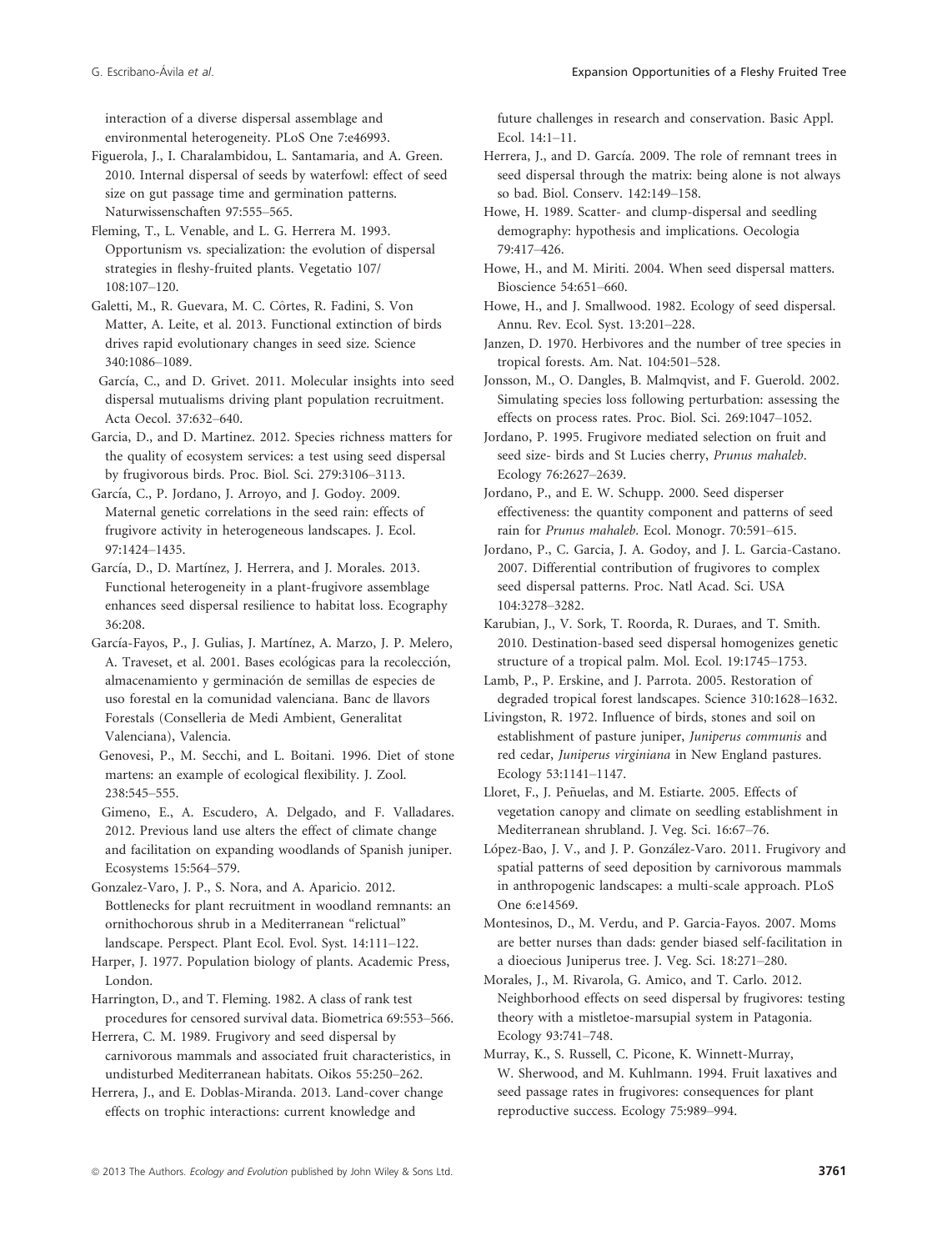interaction of a diverse dispersal assemblage and environmental heterogeneity. PLoS One 7:e46993.

Figuerola, J., I. Charalambidou, L. Santamaria, and A. Green. 2010. Internal dispersal of seeds by waterfowl: effect of seed size on gut passage time and germination patterns. Naturwissenschaften 97:555–565.

Fleming, T., L. Venable, and L. G. Herrera M. 1993. Opportunism vs. specialization: the evolution of dispersal strategies in fleshy-fruited plants. Vegetatio 107/108:107–120.

Galetti, M., R. Guevara, M. C. Côrtes, R. Fadini, S. Von Matter, A. Leite, et al. 2013. Functional extinction of birds drives rapid evolutionary changes in seed size. Science 340:1086–1089.

García, C., and D. Grivet. 2011. Molecular insights into seed dispersal mutualisms driving plant population recruitment. Acta Oecol. 37:632–640.

Garcia, D., and D. Martinez. 2012. Species richness matters for the quality of ecosystem services: a test using seed dispersal by frugivorous birds. Proc. Biol. Sci. 279:3106–3113.

García, C., P. Jordano, J. Arroyo, and J. Godoy. 2009. Maternal genetic correlations in the seed rain: effects of frugivore activity in heterogeneous landscapes. J. Ecol. 97:1424–1435.

García, D., D. Martínez, J. Herrera, and J. Morales. 2013. Functional heterogeneity in a plant-frugivore assemblage enhances seed dispersal resilience to habitat loss. Ecography 36:208.

García-Fayos, P., J. Gulias, J. Martínez, A. Marzo, J. P. Melero, A. Traveset, et al. 2001. Bases ecológicas para la recolección, almacenamiento y germinación de semillas de especies de uso forestal en la comunidad valenciana. Banc de llavors Forestals (Conselleria de Medi Ambient, Generalitat Valenciana), Valencia.

Genovesi, P., M. Secchi, and L. Boitani. 1996. Diet of stone martens: an example of ecological flexibility. J. Zool. 238:545–555.

Gimeno, E., A. Escudero, A. Delgado, and F. Valladares. 2012. Previous land use alters the effect of climate change and facilitation on expanding woodlands of Spanish juniper. Ecosystems 15:564–579.

Gonzalez-Varo, J. P., S. Nora, and A. Aparicio. 2012. Bottlenecks for plant recruitment in woodland remnants: an ornithochorous shrub in a Mediterranean "relictual" landscape. Perspect. Plant Ecol. Evol. Syst. 14:111–122.

Harper, J. 1977. Population biology of plants. Academic Press, London.

Harrington, D., and T. Fleming. 1982. A class of rank test procedures for censored survival data. Biometrica 69:553–566.

Herrera, C. M. 1989. Frugivory and seed dispersal by carnivorous mammals and associated fruit characteristics, in undisturbed Mediterranean habitats. Oikos 55:250–262.

Herrera, J., and E. Doblas-Miranda. 2013. Land-cover change effects on trophic interactions: current knowledge and future challenges in research and conservation. Basic Appl. Ecol. 14:1–11.

Herrera, J., and D. García. 2009. The role of remnant trees in seed dispersal through the matrix: being alone is not always so bad. Biol. Conserv. 142:149–158.

Howe, H. 1989. Scatter- and clump-dispersal and seedling demography: hypothesis and implications. Oecologia 79:417–426.

Howe, H., and M. Miriti. 2004. When seed dispersal matters. Bioscience 54:651–660.

Howe, H., and J. Smallwood. 1982. Ecology of seed dispersal. Annu. Rev. Ecol. Syst. 13:201–228.

Janzen, D. 1970. Herbivores and the number of tree species in tropical forests. Am. Nat. 104:501–528.

Jonsson, M., O. Dangles, B. Malmqvist, and F. Guerold. 2002. Simulating species loss following perturbation: assessing the effects on process rates. Proc. Biol. Sci. 269:1047–1052.

Jordano, P. 1995. Frugivore mediated selection on fruit and seed size- birds and St Lucies cherry, *Prunus mahaleb*. Ecology 76:2627–2639.

Jordano, P., and E. W. Schupp. 2000. Seed disperser effectiveness: the quantity component and patterns of seed rain for *Prunus mahaleb*. Ecol. Monogr. 70:591–615.

Jordano, P., C. Garcia, J. A. Godoy, and J. L. Garcia-Castano. 2007. Differential contribution of frugivores to complex seed dispersal patterns. Proc. Natl Acad. Sci. USA 104:3278–3282.

Karubian, J., V. Sork, T. Roorda, R. Duraes, and T. Smith. 2010. Destination-based seed dispersal homogenizes genetic structure of a tropical palm. Mol. Ecol. 19:1745–1753.

Lamb, P., P. Erskine, and J. Parrota. 2005. Restoration of degraded tropical forest landscapes. Science 310:1628–1632.

Livingston, R. 1972. Influence of birds, stones and soil on establishment of pasture juniper, *Juniperus communis* and red cedar, *Juniperus virginiana* in New England pastures. Ecology 53:1141–1147.

Lloret, F., J. Peñuelas, and M. Estiarte. 2005. Effects of vegetation canopy and climate on seedling establishment in Mediterranean shrubland. J. Veg. Sci. 16:67–76.

López-Bao, J. V., and J. P. González-Varo. 2011. Frugivory and spatial patterns of seed deposition by carnivorous mammals in anthropogenic landscapes: a multi-scale approach. PLoS One 6:e14569.

Montesinos, D., M. Verdu, and P. Garcia-Fayos. 2007. Moms are better nurses than dads: gender biased self-facilitation in a dioecious Juniperus tree. J. Veg. Sci. 18:271–280.

Morales, J., M. Rivarola, G. Amico, and T. Carlo. 2012. Neighborhood effects on seed dispersal by frugivores: testing theory with a mistletoe-marsupial system in Patagonia. Ecology 93:741–748.

Murray, K., S. Russell, C. Picone, K. Winnett-Murray, W. Sherwood, and M. Kuhlmann. 1994. Fruit laxatives and seed passage rates in frugivores: consequences for plant reproductive success. Ecology 75:989–994.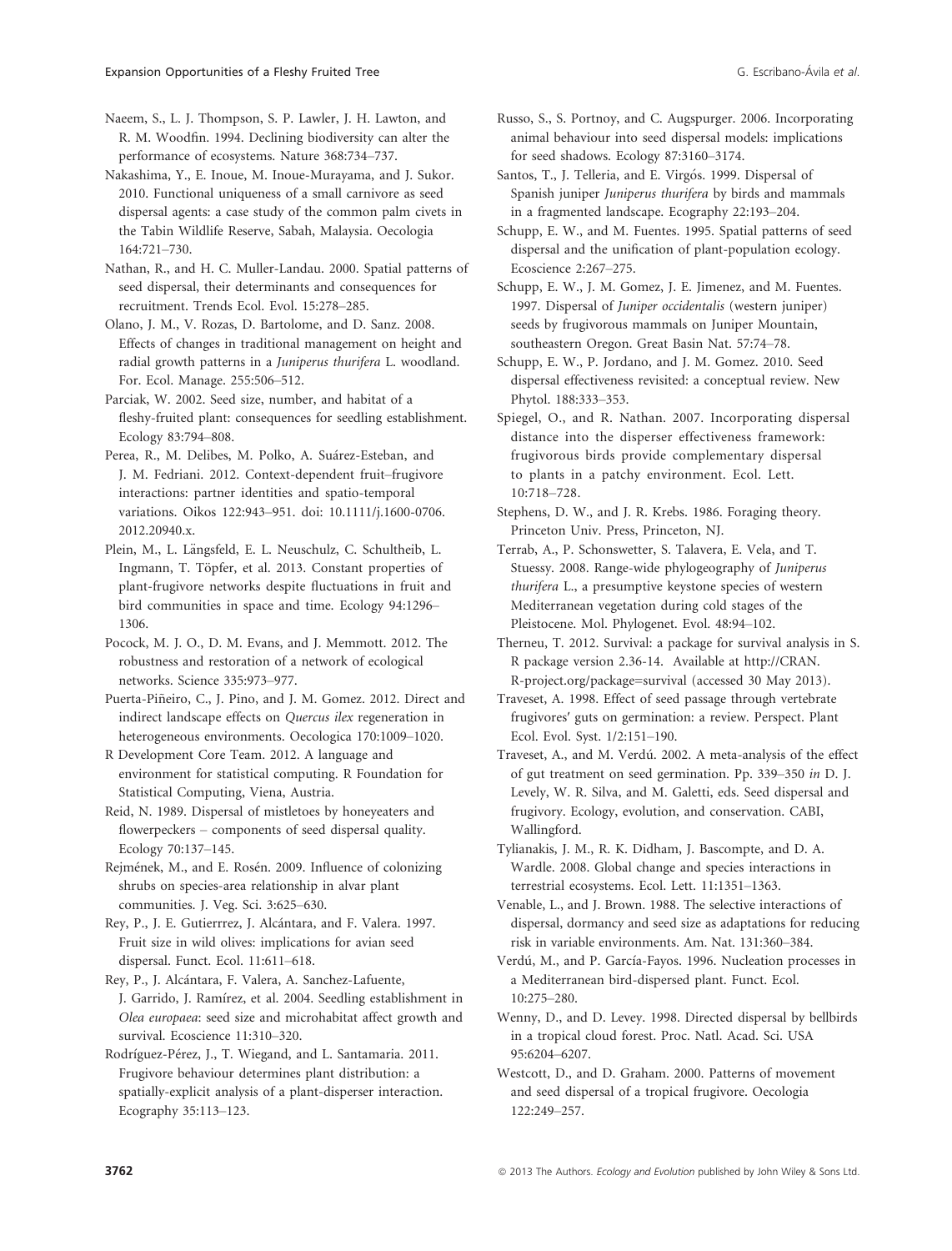Naeem, S., L. J. Thompson, S. P. Lawler, J. H. Lawton, and R. M. Woodfin. 1994. Declining biodiversity can alter the performance of ecosystems. Nature 368:734–737.

Nakashima, Y., E. Inoue, M. Inoue-Murayama, and J. Sukor. 2010. Functional uniqueness of a small carnivore as seed dispersal agents: a case study of the common palm civets in the Tabin Wildlife Reserve, Sabah, Malaysia. Oecologia 164:721–730.

Nathan, R., and H. C. Muller-Landau. 2000. Spatial patterns of seed dispersal, their determinants and consequences for recruitment. Trends Ecol. Evol. 15:278–285.

Olano, J. M., V. Rozas, D. Bartolome, and D. Sanz. 2008. Effects of changes in traditional management on height and radial growth patterns in a *Juniperus thurifera* L. woodland. For. Ecol. Manage. 255:506–512.

Parciak, W. 2002. Seed size, number, and habitat of a fleshy-fruited plant: consequences for seedling establishment. Ecology 83:794–808.

Perea, R., M. Delibes, M. Polko, A. Suárez-Esteban, and J. M. Fedriani. 2012. Context-dependent fruit–frugivore interactions: partner identities and spatio-temporal variations. Oikos 122:943–951. doi: 10.1111/j.1600-0706.2012.20940.x.

Plein, M., L. Längsfeld, E. L. Neuschulz, C. Schultheib, L. Ingmann, T. Töpfer, et al. 2013. Constant properties of plant-frugivore networks despite fluctuations in fruit and bird communities in space and time. Ecology 94:1296–1306.

Pocock, M. J. O., D. M. Evans, and J. Memmott. 2012. The robustness and restoration of a network of ecological networks. Science 335:973–977.

Puerta-Piñeiro, C., J. Pino, and J. M. Gomez. 2012. Direct and indirect landscape effects on *Quercus ilex* regeneration in heterogeneous environments. Oecologica 170:1009–1020.

R Development Core Team. 2012. A language and environment for statistical computing. R Foundation for Statistical Computing, Viena, Austria.

Reid, N. 1989. Dispersal of mistletoes by honeyeaters and flowerpeckers – components of seed dispersal quality. Ecology 70:137–145.

Rejmének, M., and E. Rosén. 2009. Influence of colonizing shrubs on species-area relationship in alvar plant communities. J. Veg. Sci. 3:625–630.

Rey, P., J. E. Gutierrrez, J. Alcántara, and F. Valera. 1997. Fruit size in wild olives: implications for avian seed dispersal. Funct. Ecol. 11:611–618.

Rey, P., J. Alcántara, F. Valera, A. Sanchez-Lafuente, J. Garrido, J. Ramírez, et al. 2004. Seedling establishment in *Olea europaea*: seed size and microhabitat affect growth and survival. Ecoscience 11:310–320.

Rodríguez-Pérez, J., T. Wiegand, and L. Santamaria. 2011. Frugivore behaviour determines plant distribution: a spatially-explicit analysis of a plant-disperser interaction. Ecography 35:113–123.

Russo, S., S. Portnoy, and C. Augspurger. 2006. Incorporating animal behaviour into seed dispersal models: implications for seed shadows. Ecology 87:3160–3174.

Santos, T., J. Telleria, and E. Virgós. 1999. Dispersal of Spanish juniper *Juniperus thurifera* by birds and mammals in a fragmented landscape. Ecography 22:193–204.

Schupp, E. W., and M. Fuentes. 1995. Spatial patterns of seed dispersal and the unification of plant-population ecology. Ecoscience 2:267–275.

Schupp, E. W., J. M. Gomez, J. E. Jimenez, and M. Fuentes. 1997. Dispersal of *Juniper occidentalis* (western juniper) seeds by frugivorous mammals on Juniper Mountain, southeastern Oregon. Great Basin Nat. 57:74–78.

Schupp, E. W., P. Jordano, and J. M. Gomez. 2010. Seed dispersal effectiveness revisited: a conceptual review. New Phytol. 188:333–353.

Spiegel, O., and R. Nathan. 2007. Incorporating dispersal distance into the disperser effectiveness framework: frugivorous birds provide complementary dispersal to plants in a patchy environment. Ecol. Lett. 10:718–728.

Stephens, D. W., and J. R. Krebs. 1986. Foraging theory. Princeton Univ. Press, Princeton, NJ.

Terrab, A., P. Schonswetter, S. Talavera, E. Vela, and T. Stuessy. 2008. Range-wide phylogeography of *Juniperus thurifera* L., a presumptive keystone species of western Mediterranean vegetation during cold stages of the Pleistocene. Mol. Phylogenet. Evol. 48:94–102.

Therneu, T. 2012. Survival: a package for survival analysis in S. R package version 2.36-14. Available at http://CRAN.R-project.org/package=survival (accessed 30 May 2013).

Traveset, A. 1998. Effect of seed passage through vertebrate frugivores' guts on germination: a review. Perspect. Plant Ecol. Evol. Syst. 1/2:151–190.

Traveset, A., and M. Verdú. 2002. A meta-analysis of the effect of gut treatment on seed germination. Pp. 339–350 *in* D. J. Levely, W. R. Silva, and M. Galetti, eds. Seed dispersal and frugivory. Ecology, evolution, and conservation. CABI, Wallingford.

Tylianakis, J. M., R. K. Didham, J. Bascompte, and D. A. Wardle. 2008. Global change and species interactions in terrestrial ecosystems. Ecol. Lett. 11:1351–1363.

Venable, L., and J. Brown. 1988. The selective interactions of dispersal, dormancy and seed size as adaptations for reducing risk in variable environments. Am. Nat. 131:360–384.

Verdú, M., and P. García-Fayos. 1996. Nucleation processes in a Mediterranean bird-dispersed plant. Funct. Ecol. 10:275–280.

Wenny, D., and D. Levey. 1998. Directed dispersal by bellbirds in a tropical cloud forest. Proc. Natl. Acad. Sci. USA 95:6204–6207.

Westcott, D., and D. Graham. 2000. Patterns of movement and seed dispersal of a tropical frugivore. Oecologia 122:249–257.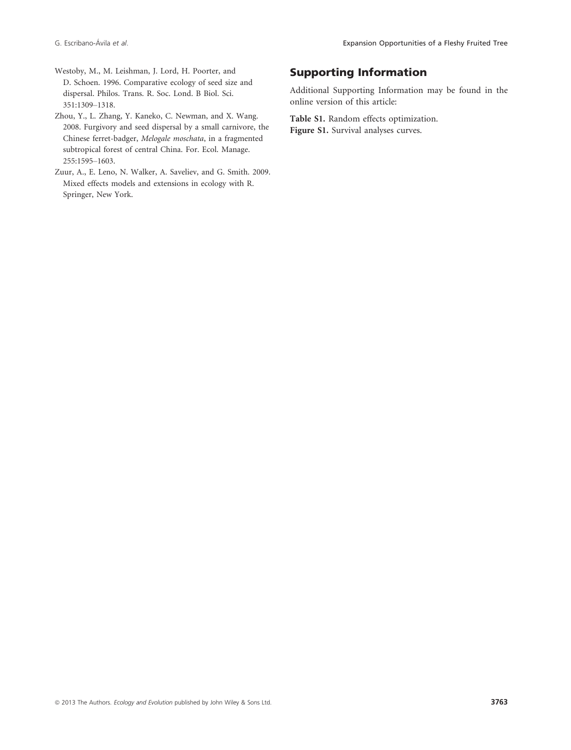Westoby, M., M. Leishman, J. Lord, H. Poorter, and D. Schoen. 1996. Comparative ecology of seed size and dispersal. Philos. Trans. R. Soc. Lond. B Biol. Sci. 351:1309–1318.

Zhou, Y., L. Zhang, Y. Kaneko, C. Newman, and X. Wang. 2008. Furgivory and seed dispersal by a small carnivore, the Chinese ferret-badger, *Melogale moschata*, in a fragmented subtropical forest of central China. For. Ecol. Manage. 255:1595–1603.

Zuur, A., E. Leno, N. Walker, A. Saveliev, and G. Smith. 2009. Mixed effects models and extensions in ecology with R. Springer, New York.

## Supporting Information

Additional Supporting Information may be found in the online version of this article:

**Table S1.** Random effects optimization.
**Figure S1.** Survival analyses curves.